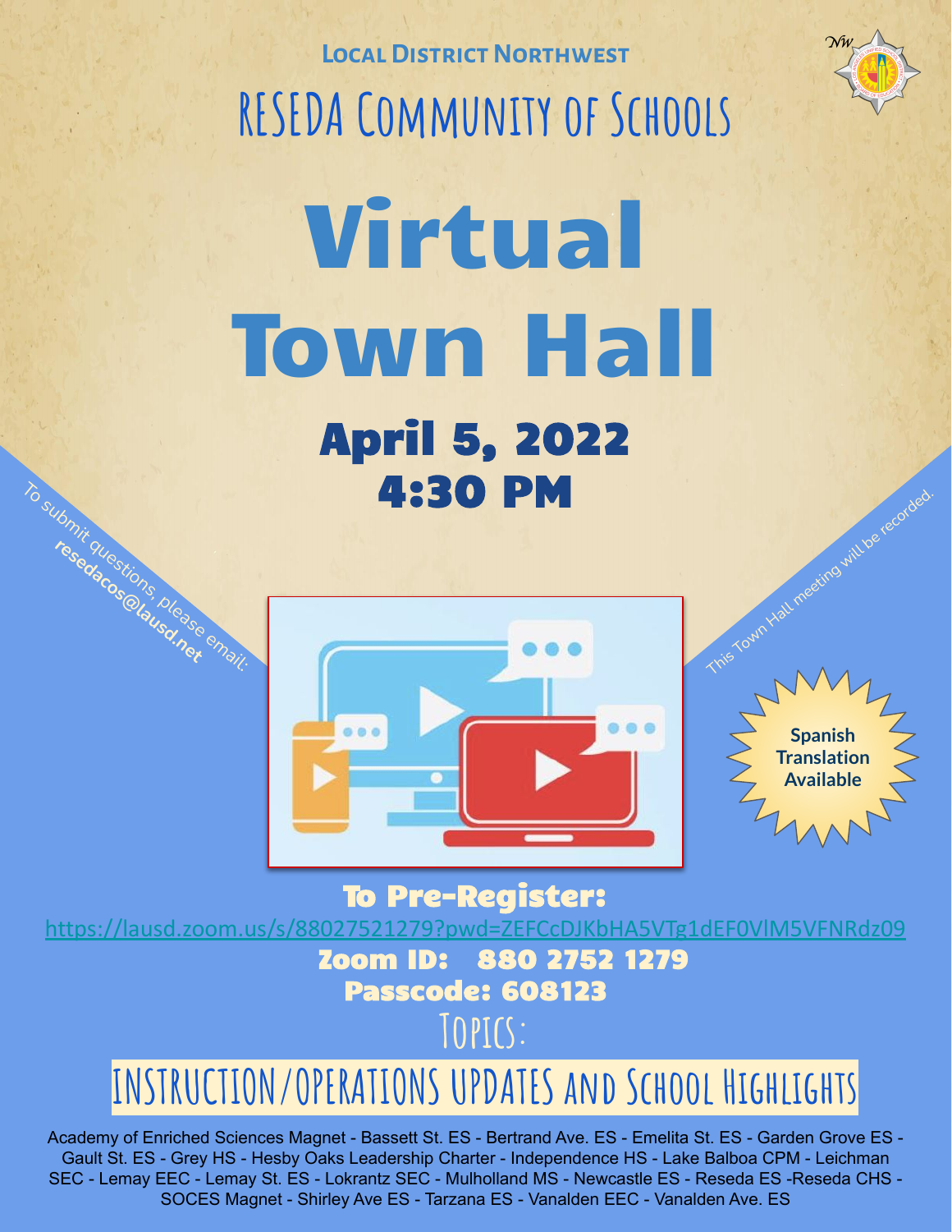## Local District Northwest

# RESEDA Community of Schools

# Virtual Town Hall

## April 5, 2022
## 4:30 PM

To submit questions, please email: **resedacos@lausd.net**

This Town Hall meeting will be recorded.

**Spanish Translation Available**

## To Pre-Register:

https://lausd.zoom.us/s/88027521279?pwd=ZEFCcDJKbHA5VTg1dEF0VlM5VFNRdz09

**Zoom ID: 880 2752 1279**

**Passcode: 608123**

## Topics:

## INSTRUCTION/OPERATIONS UPDATES and School Highlights

Academy of Enriched Sciences Magnet - Bassett St. ES - Bertrand Ave. ES - Emelita St. ES - Garden Grove ES - Gault St. ES - Grey HS - Hesby Oaks Leadership Charter - Independence HS - Lake Balboa CPM - Leichman SEC - Lemay EEC - Lemay St. ES - Lokrantz SEC - Mulholland MS - Newcastle ES - Reseda ES -Reseda CHS - SOCES Magnet - Shirley Ave ES - Tarzana ES - Vanalden EEC - Vanalden Ave. ES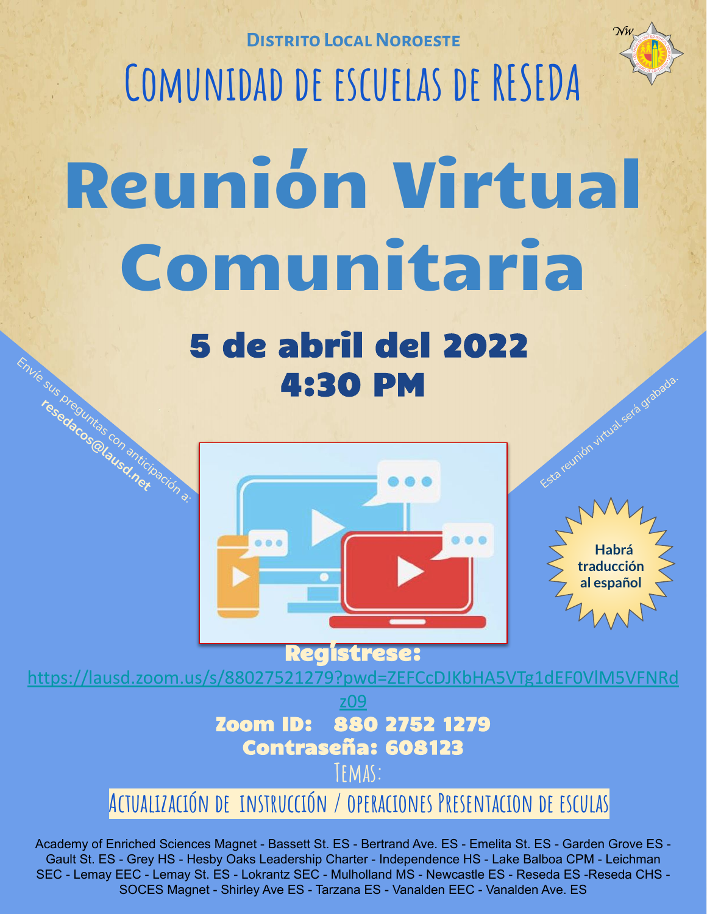**Distrito Local Noroeste**

# Comunidad de escuelas de RESEDA

# Reunión Virtual Comunitaria

## 5 de abril del 2022
## 4:30 PM

Envíe sus preguntas con anticipación a: **resedacos@lausd.net**

Esta reunión virtual será grabada.

**Habrá traducción al español**

**Regístrese:**

https://lausd.zoom.us/s/88027521279?pwd=ZEFCcDJKbHA5VTg1dEF0VlM5VFNRdz09

**Zoom ID: 880 2752 1279**

**Contraseña: 608123**

Temas:

Actualización de instrucción / operaciones Presentacion de esculas

Academy of Enriched Sciences Magnet - Bassett St. ES - Bertrand Ave. ES - Emelita St. ES - Garden Grove ES - Gault St. ES - Grey HS - Hesby Oaks Leadership Charter - Independence HS - Lake Balboa CPM - Leichman SEC - Lemay EEC - Lemay St. ES - Lokrantz SEC - Mulholland MS - Newcastle ES - Reseda ES -Reseda CHS - SOCES Magnet - Shirley Ave ES - Tarzana ES - Vanalden EEC - Vanalden Ave. ES